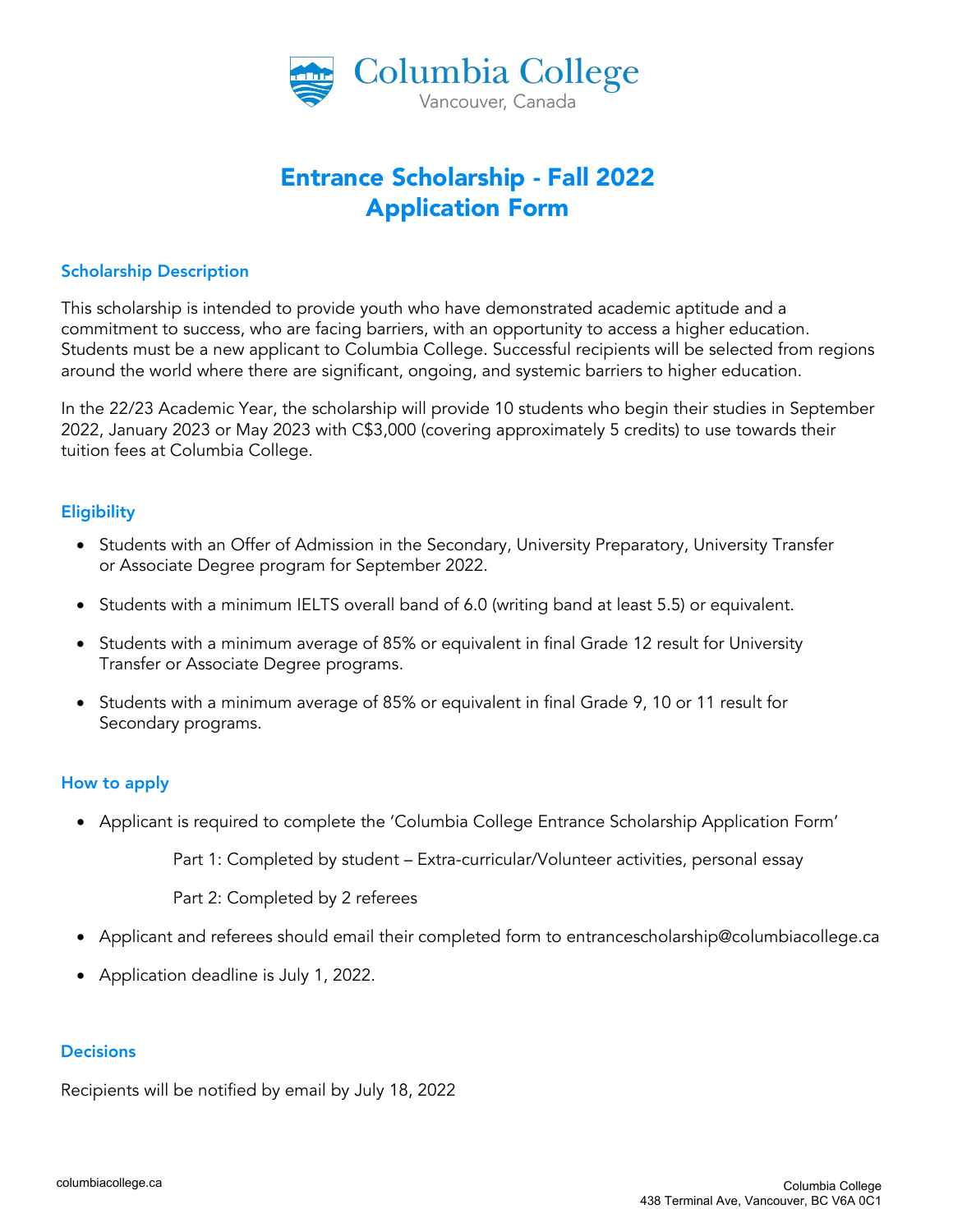# Columbia College

Vancouver, Canada

## Entrance Scholarship - Fall 2022
## Application Form

### Scholarship Description

This scholarship is intended to provide youth who have demonstrated academic aptitude and a commitment to success, who are facing barriers, with an opportunity to access a higher education. Students must be a new applicant to Columbia College. Successful recipients will be selected from regions around the world where there are significant, ongoing, and systemic barriers to higher education.

In the 22/23 Academic Year, the scholarship will provide 10 students who begin their studies in September 2022, January 2023 or May 2023 with C$3,000 (covering approximately 5 credits) to use towards their tuition fees at Columbia College.

### Eligibility

- Students with an Offer of Admission in the Secondary, University Preparatory, University Transfer or Associate Degree program for September 2022.
- Students with a minimum IELTS overall band of 6.0 (writing band at least 5.5) or equivalent.
- Students with a minimum average of 85% or equivalent in final Grade 12 result for University Transfer or Associate Degree programs.
- Students with a minimum average of 85% or equivalent in final Grade 9, 10 or 11 result for Secondary programs.

### How to apply

- Applicant is required to complete the 'Columbia College Entrance Scholarship Application Form'

    Part 1: Completed by student – Extra-curricular/Volunteer activities, personal essay

    Part 2: Completed by 2 referees

- Applicant and referees should email their completed form to entrancescholarship@columbiacollege.ca
- Application deadline is July 1, 2022.

### Decisions

Recipients will be notified by email by July 18, 2022

columbiacollege.ca

Columbia College
438 Terminal Ave, Vancouver, BC V6A 0C1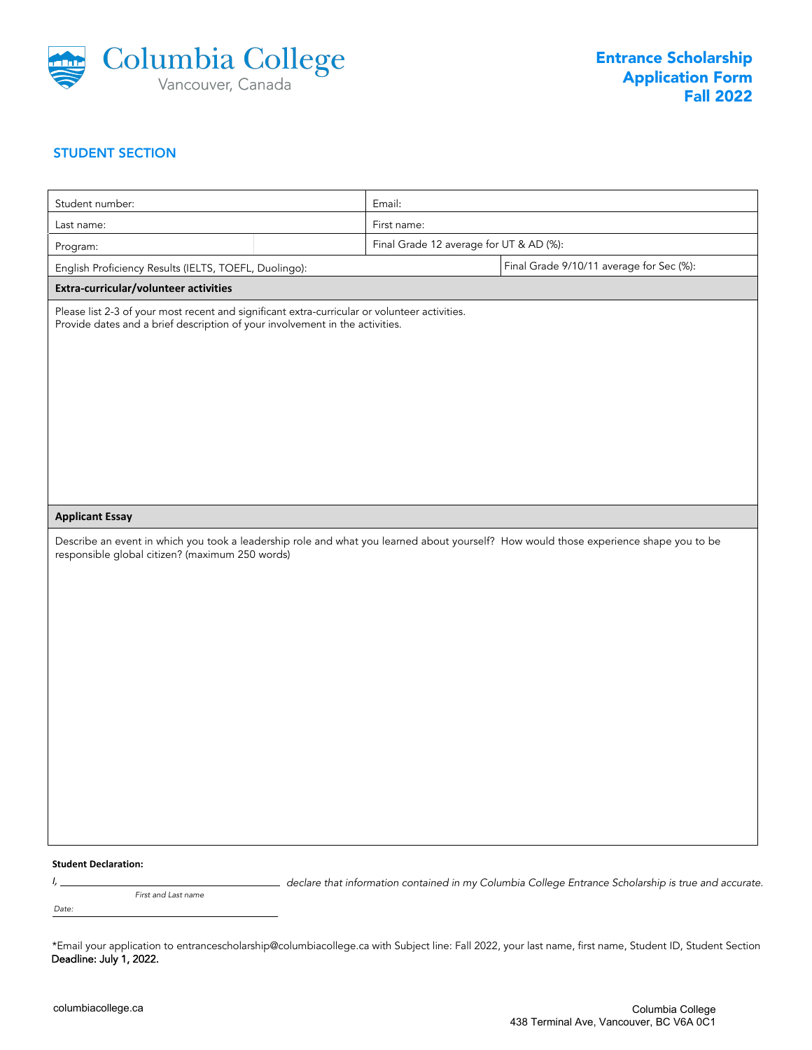Columbia College
Vancouver, Canada

# Entrance Scholarship Application Form Fall 2022

## STUDENT SECTION

| Student number: | | Email: | |
|---|---|---|---|
| Last name: | | First name: | |
| Program: | | Final Grade 12 average for UT & AD (%): | |
| English Proficiency Results (IELTS, TOEFL, Duolingo): | | | Final Grade 9/10/11 average for Sec (%): |

**Extra-curricular/volunteer activities**

Please list 2-3 of your most recent and significant extra-curricular or volunteer activities.
Provide dates and a brief description of your involvement in the activities.

**Applicant Essay**

Describe an event in which you took a leadership role and what you learned about yourself? How would those experience shape you to be responsible global citizen? (maximum 250 words)

**Student Declaration:**

*I,* ______________________________ *declare that information contained in my Columbia College Entrance Scholarship is true and accurate.*
*First and Last name*

*Date:* ______________________________

*Email your application to entrancescholarship@columbiacollege.ca with Subject line: Fall 2022, your last name, first name, Student ID, Student Section
**Deadline: July 1, 2022.**

columbiacollege.ca

Columbia College
438 Terminal Ave, Vancouver, BC V6A 0C1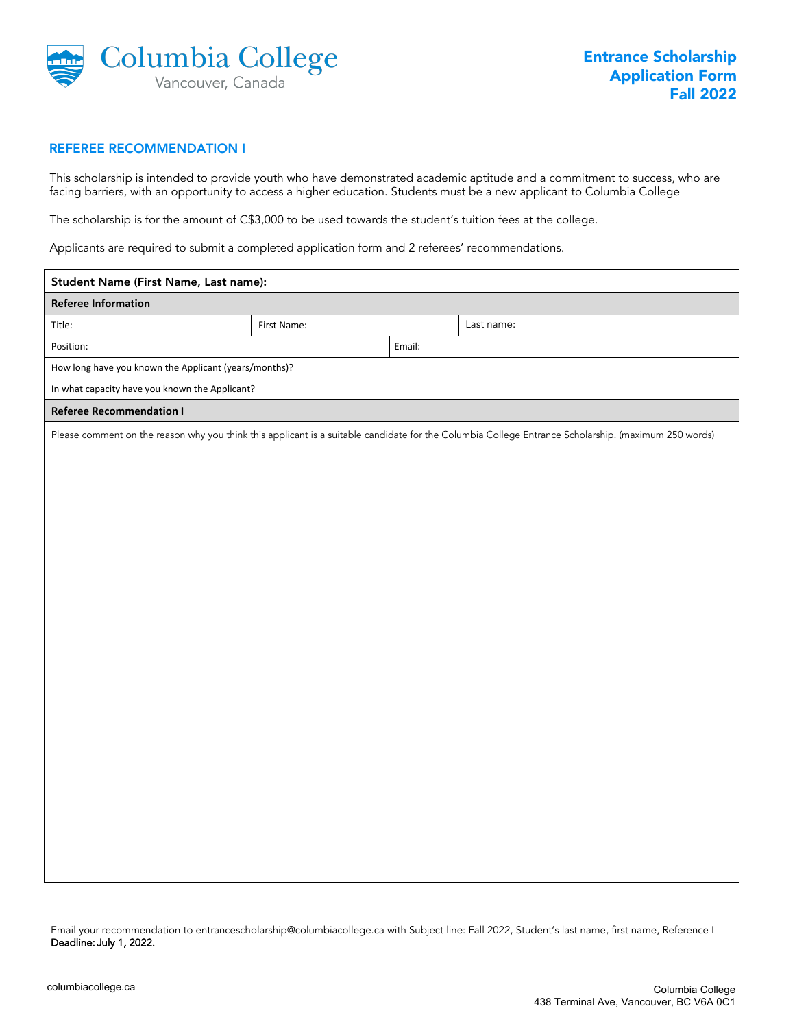# Columbia College
Vancouver, Canada

**Entrance Scholarship Application Form Fall 2022**

## REFEREE RECOMMENDATION I

This scholarship is intended to provide youth who have demonstrated academic aptitude and a commitment to success, who are facing barriers, with an opportunity to access a higher education. Students must be a new applicant to Columbia College

The scholarship is for the amount of C$3,000 to be used towards the student's tuition fees at the college.

Applicants are required to submit a completed application form and 2 referees' recommendations.

| **Student Name (First Name, Last name):** | | |
|---|---|---|
| **Referee Information** | | |
| Title: | First Name: | Last name: |
| Position: | Email: | |
| How long have you known the Applicant (years/months)? | | |
| In what capacity have you known the Applicant? | | |
| **Referee Recommendation I** | | |
| Please comment on the reason why you think this applicant is a suitable candidate for the Columbia College Entrance Scholarship. (maximum 250 words) | | |

Email your recommendation to entrancescholarship@columbiacollege.ca with Subject line: Fall 2022, Student's last name, first name, Reference I
**Deadline: July 1, 2022.**

columbiacollege.ca

Columbia College
438 Terminal Ave, Vancouver, BC V6A 0C1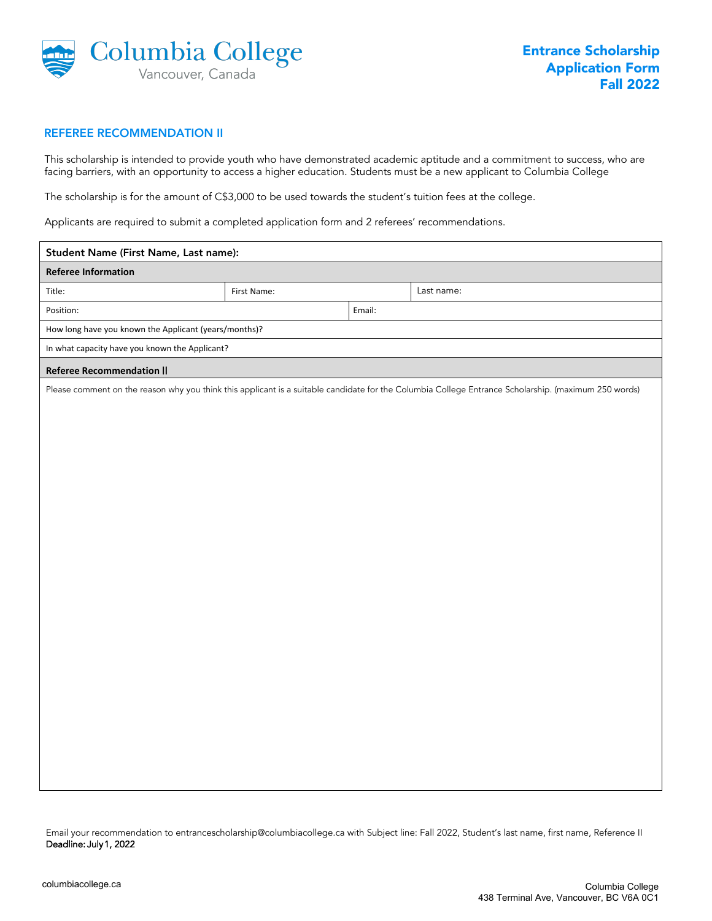Columbia College
Vancouver, Canada

**Entrance Scholarship Application Form Fall 2022**

## REFEREE RECOMMENDATION II

This scholarship is intended to provide youth who have demonstrated academic aptitude and a commitment to success, who are facing barriers, with an opportunity to access a higher education. Students must be a new applicant to Columbia College

The scholarship is for the amount of C$3,000 to be used towards the student's tuition fees at the college.

Applicants are required to submit a completed application form and 2 referees' recommendations.

| | | |
|---|---|---|
| **Student Name (First Name, Last name):** | | |
| **Referee Information** | | |
| Title: | First Name: | Last name: |
| Position: | Email: | |
| How long have you known the Applicant (years/months)? | | |
| In what capacity have you known the Applicant? | | |
| **Referee Recommendation II** | | |
| Please comment on the reason why you think this applicant is a suitable candidate for the Columbia College Entrance Scholarship. (maximum 250 words) | | |

Email your recommendation to entrancescholarship@columbiacollege.ca with Subject line: Fall 2022, Student's last name, first name, Reference II
**Deadline: July 1, 2022**

columbiacollege.ca

Columbia College
438 Terminal Ave, Vancouver, BC V6A 0C1